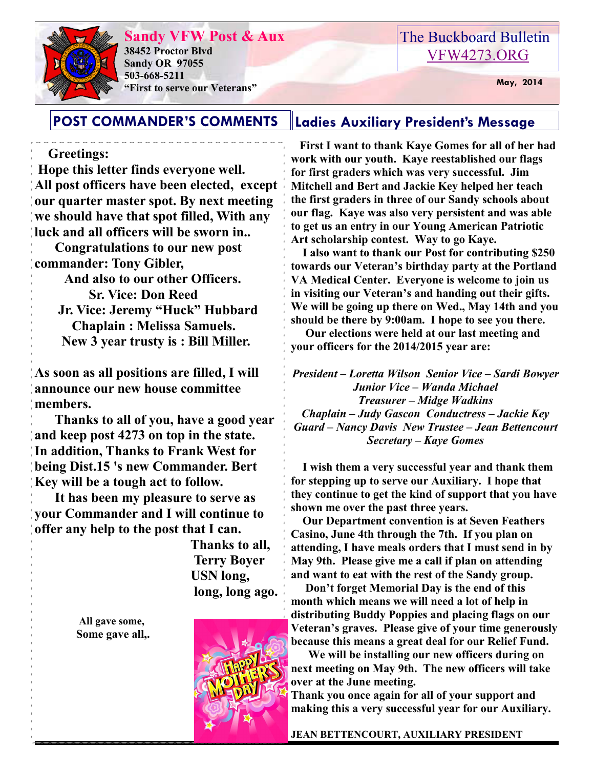# Sandy VFW Post & Aux

**38452 Proctor Blvd**
**Sandy OR 97055**
**503-668-5211**
**"First to serve our Veterans"**

The Buckboard Bulletin
VFW4273.ORG

**May, 2014**

## POST COMMANDER'S COMMENTS

**Greetings:**

**Hope this letter finds everyone well. All post officers have been elected, except our quarter master spot. By next meeting we should have that spot filled, With any luck and all officers will be sworn in..**

**Congratulations to our new post commander: Tony Gibler,**

**And also to our other Officers.**
**Sr. Vice: Don Reed**
**Jr. Vice: Jeremy "Huck" Hubbard**
**Chaplain : Melissa Samuels.**
**New 3 year trusty is : Bill Miller.**

**As soon as all positions are filled, I will announce our new house committee members.**

**Thanks to all of you, have a good year and keep post 4273 on top in the state. In addition, Thanks to Frank West for being Dist.15 's new Commander. Bert Key will be a tough act to follow.**

**It has been my pleasure to serve as your Commander and I will continue to offer any help to the post that I can.**

**Thanks to all,**
**Terry Boyer**
**USN long,**
**long, long ago.**

**All gave some,**
**Some gave all,.**

## Ladies Auxiliary President's Message

**First I want to thank Kaye Gomes for all of her had work with our youth. Kaye reestablished our flags for first graders which was very successful. Jim Mitchell and Bert and Jackie Key helped her teach the first graders in three of our Sandy schools about our flag. Kaye was also very persistent and was able to get us an entry in our Young American Patriotic Art scholarship contest. Way to go Kaye.**

**I also want to thank our Post for contributing $250 towards our Veteran's birthday party at the Portland VA Medical Center. Everyone is welcome to join us in visiting our Veteran's and handing out their gifts. We will be going up there on Wed., May 14th and you should be there by 9:00am. I hope to see you there.**

**Our elections were held at our last meeting and your officers for the 2014/2015 year are:**

***President – Loretta Wilson Senior Vice – Sardi Bowyer***
***Junior Vice – Wanda Michael***
***Treasurer – Midge Wadkins***
***Chaplain – Judy Gascon Conductress – Jackie Key***
***Guard – Nancy Davis New Trustee – Jean Bettencourt***
***Secretary – Kaye Gomes***

**I wish them a very successful year and thank them for stepping up to serve our Auxiliary. I hope that they continue to get the kind of support that you have shown me over the past three years.**

**Our Department convention is at Seven Feathers Casino, June 4th through the 7th. If you plan on attending, I have meals orders that I must send in by May 9th. Please give me a call if plan on attending and want to eat with the rest of the Sandy group.**

**Don't forget Memorial Day is the end of this month which means we will need a lot of help in distributing Buddy Poppies and placing flags on our Veteran's graves. Please give of your time generously because this means a great deal for our Relief Fund.**

**We will be installing our new officers during on next meeting on May 9th. The new officers will take over at the June meeting.**

**Thank you once again for all of your support and making this a very successful year for our Auxiliary.**

**JEAN BETTENCOURT, AUXILIARY PRESIDENT**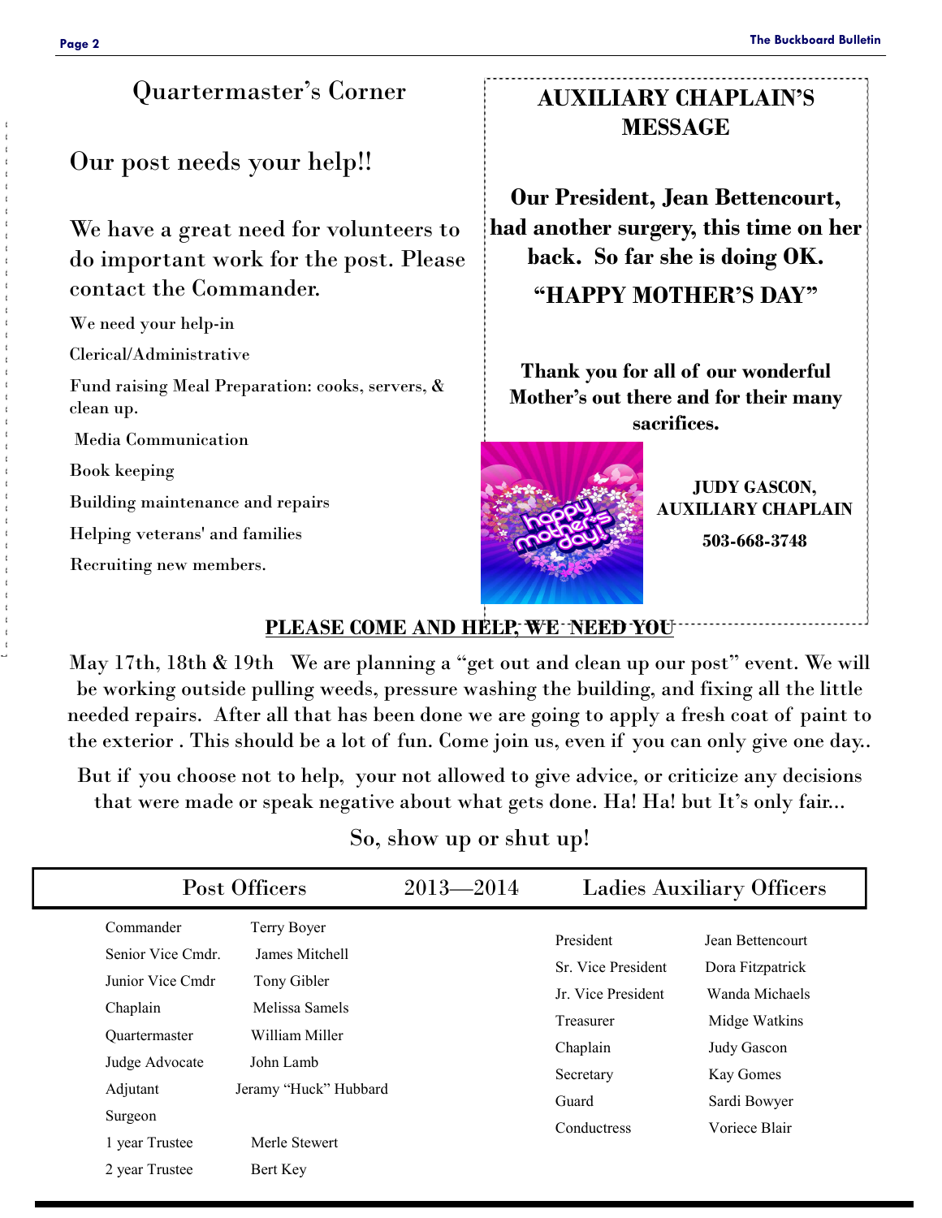## Quartermaster's Corner

### Our post needs your help!!

We have a great need for volunteers to do important work for the post. Please contact the Commander.

We need your help-in

Clerical/Administrative

Fund raising Meal Preparation: cooks, servers, & clean up.

Media Communication

Book keeping

Building maintenance and repairs

Helping veterans' and families

Recruiting new members.

## AUXILIARY CHAPLAIN'S MESSAGE

**Our President, Jean Bettencourt, had another surgery, this time on her back. So far she is doing OK.**

**"HAPPY MOTHER'S DAY"**

**Thank you for all of our wonderful Mother's out there and for their many sacrifices.**

**JUDY GASCON, AUXILIARY CHAPLAIN**

**503-668-3748**

**PLEASE COME AND HELP, WE NEED YOU**

May 17th, 18th & 19th We are planning a "get out and clean up our post" event. We will be working outside pulling weeds, pressure washing the building, and fixing all the little needed repairs. After all that has been done we are going to apply a fresh coat of paint to the exterior . This should be a lot of fun. Come join us, even if you can only give one day..

But if you choose not to help, your not allowed to give advice, or criticize any decisions that were made or speak negative about what gets done. Ha! Ha! but It's only fair...

So, show up or shut up!

## Post Officers 2013—2014 Ladies Auxiliary Officers

| Post Officers | |
|---|---|
| Commander | Terry Boyer |
| Senior Vice Cmdr. | James Mitchell |
| Junior Vice Cmdr | Tony Gibler |
| Chaplain | Melissa Samels |
| Quartermaster | William Miller |
| Judge Advocate | John Lamb |
| Adjutant | Jeramy "Huck" Hubbard |
| Surgeon | |
| 1 year Trustee | Merle Stewert |
| 2 year Trustee | Bert Key |

| Ladies Auxiliary Officers | |
|---|---|
| President | Jean Bettencourt |
| Sr. Vice President | Dora Fitzpatrick |
| Jr. Vice President | Wanda Michaels |
| Treasurer | Midge Watkins |
| Chaplain | Judy Gascon |
| Secretary | Kay Gomes |
| Guard | Sardi Bowyer |
| Conductress | Voriece Blair |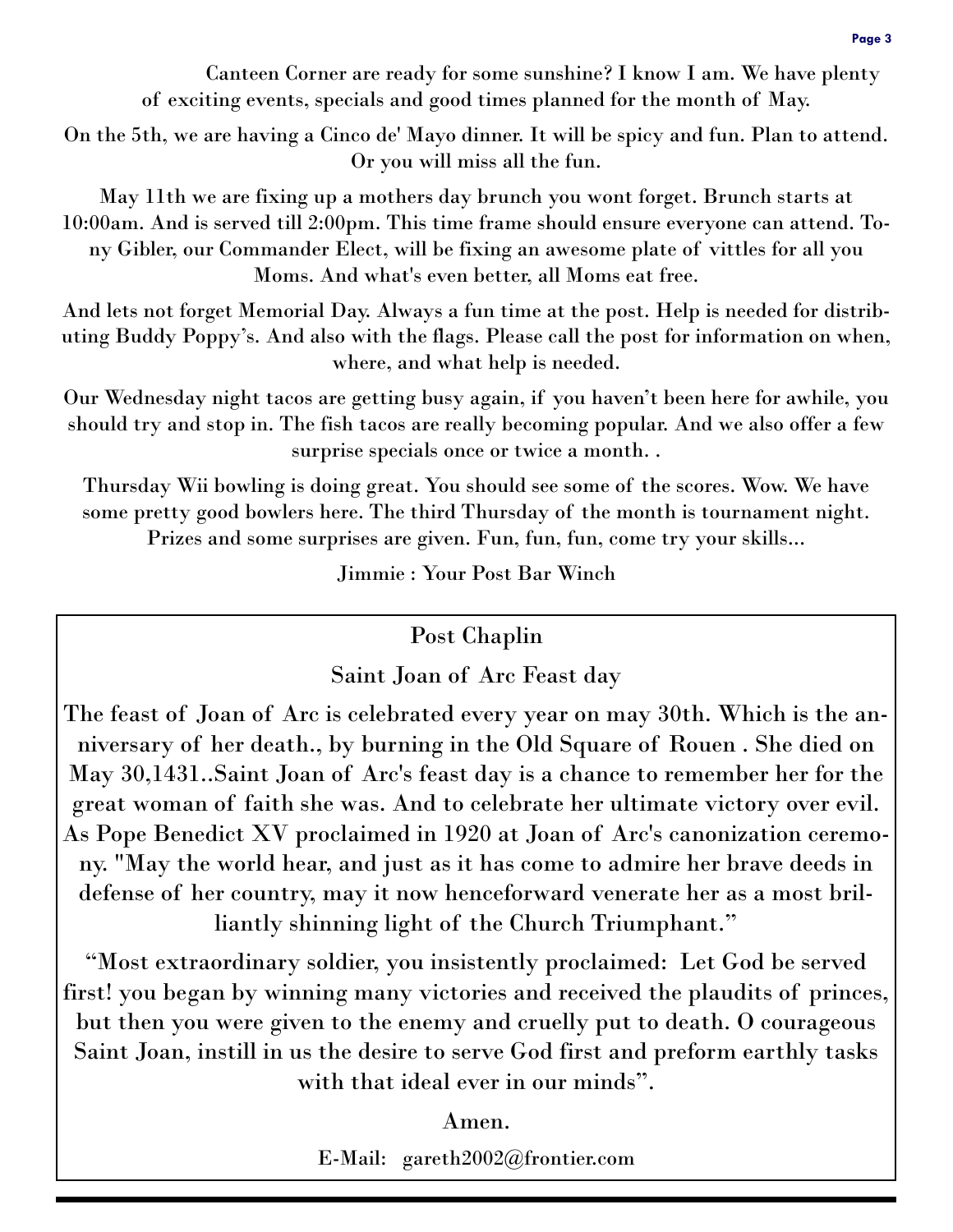Canteen Corner are ready for some sunshine? I know I am. We have plenty of exciting events, specials and good times planned for the month of May.

On the 5th, we are having a Cinco de' Mayo dinner. It will be spicy and fun. Plan to attend. Or you will miss all the fun.

May 11th we are fixing up a mothers day brunch you wont forget. Brunch starts at 10:00am. And is served till 2:00pm. This time frame should ensure everyone can attend. Tony Gibler, our Commander Elect, will be fixing an awesome plate of vittles for all you Moms. And what's even better, all Moms eat free.

And lets not forget Memorial Day. Always a fun time at the post. Help is needed for distributing Buddy Poppy's. And also with the flags. Please call the post for information on when, where, and what help is needed.

Our Wednesday night tacos are getting busy again, if you haven't been here for awhile, you should try and stop in. The fish tacos are really becoming popular. And we also offer a few surprise specials once or twice a month. .

Thursday Wii bowling is doing great. You should see some of the scores. Wow. We have some pretty good bowlers here. The third Thursday of the month is tournament night. Prizes and some surprises are given. Fun, fun, fun, come try your skills...

Jimmie : Your Post Bar Winch

## Post Chaplin

### Saint Joan of Arc Feast day

The feast of Joan of Arc is celebrated every year on may 30th. Which is the anniversary of her death., by burning in the Old Square of Rouen . She died on May 30,1431..Saint Joan of Arc's feast day is a chance to remember her for the great woman of faith she was. And to celebrate her ultimate victory over evil. As Pope Benedict XV proclaimed in 1920 at Joan of Arc's canonization ceremony. "May the world hear, and just as it has come to admire her brave deeds in defense of her country, may it now henceforward venerate her as a most brilliantly shinning light of the Church Triumphant."

"Most extraordinary soldier, you insistently proclaimed: Let God be served first! you began by winning many victories and received the plaudits of princes, but then you were given to the enemy and cruelly put to death. O courageous Saint Joan, instill in us the desire to serve God first and preform earthly tasks with that ideal ever in our minds".

Amen.

E-Mail: gareth2002@frontier.com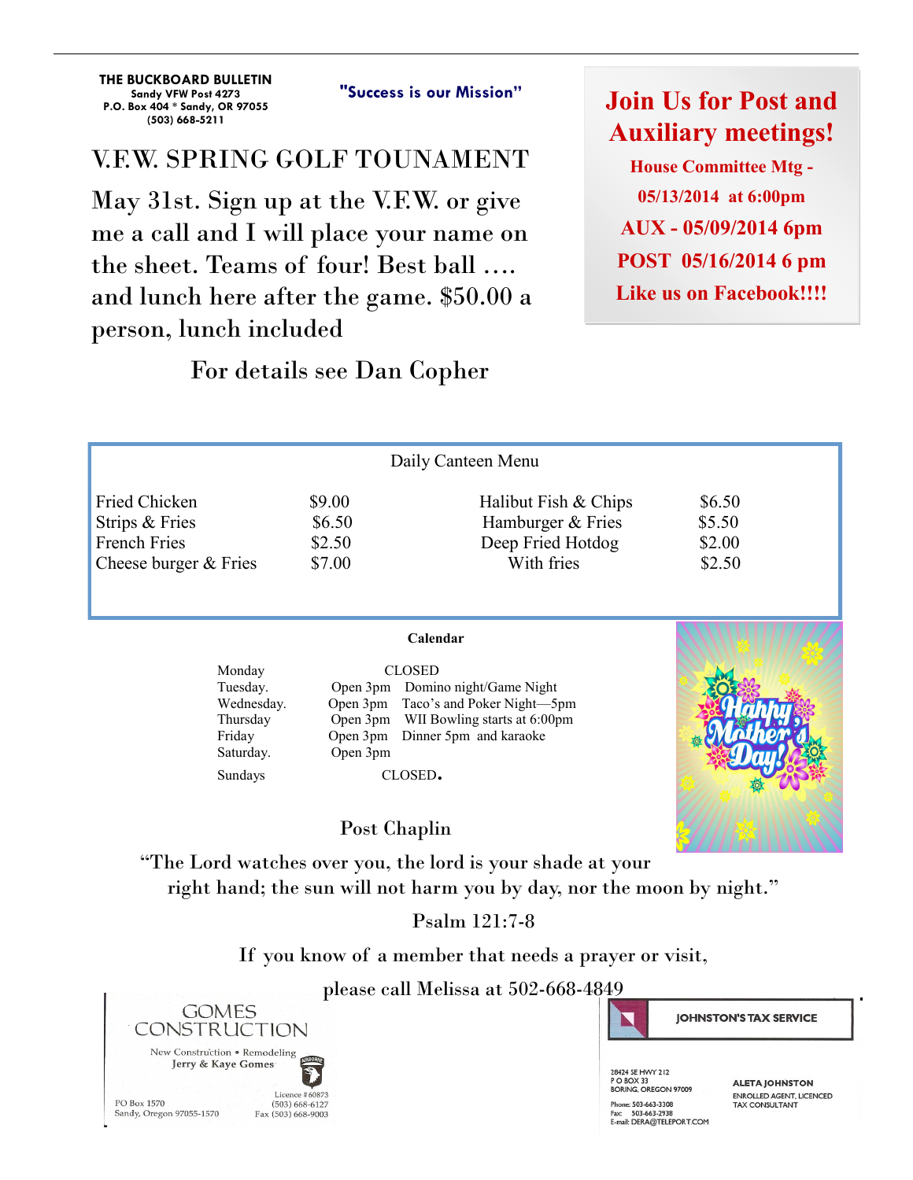**THE BUCKBOARD BULLETIN**
**Sandy VFW Post 4273**
**P.O. Box 404 * Sandy, OR 97055**
**(503) 668-5211**

**"Success is our Mission"**

# Join Us for Post and Auxiliary meetings!

**House Committee Mtg - 05/13/2014 at 6:00pm**

**AUX - 05/09/2014 6pm**

**POST 05/16/2014 6 pm**

**Like us on Facebook!!!!**

# V.F.W. SPRING GOLF TOUNAMENT

May 31st. Sign up at the V.F.W. or give me a call and I will place your name on the sheet. Teams of four! Best ball …. and lunch here after the game. $50.00 a person, lunch included

For details see Dan Copher

## Daily Canteen Menu

| | | | |
|---|---|---|---|
| Fried Chicken | $9.00 | Halibut Fish & Chips | $6.50 |
| Strips & Fries | $6.50 | Hamburger & Fries | $5.50 |
| French Fries | $2.50 | Deep Fried Hotdog | $2.00 |
| Cheese burger & Fries | $7.00 | With fries | $2.50 |

## Calendar

| | | |
|---|---|---|
| Monday | CLOSED | |
| Tuesday. | Open 3pm | Domino night/Game Night |
| Wednesday. | Open 3pm | Taco's and Poker Night—5pm |
| Thursday | Open 3pm | WII Bowling starts at 6:00pm |
| Friday | Open 3pm | Dinner 5pm and karaoke |
| Saturday. | Open 3pm | |
| Sundays | CLOSED. | |

Happy Mother's Day!

## Post Chaplin

"The Lord watches over you, the lord is your shade at your right hand; the sun will not harm you by day, nor the moon by night."

Psalm 121:7-8

If you know of a member that needs a prayer or visit, please call Melissa at 502-668-4849

GOMES CONSTRUCTION
New Construction • Remodeling
Jerry & Kaye Gomes
PO Box 1570
Sandy, Oregon 97055-1570
Licence #60873
(503) 668-6127
Fax (503) 668-9003

JOHNSTON'S TAX SERVICE
28424 SE HWY 212
P O BOX 33
BORING, OREGON 97009
Phone: 503-663-3308
Fax: 503-663-2938
E-mail: DERA@TELEPORT.COM
ALETA JOHNSTON
ENROLLED AGENT, LICENCED TAX CONSULTANT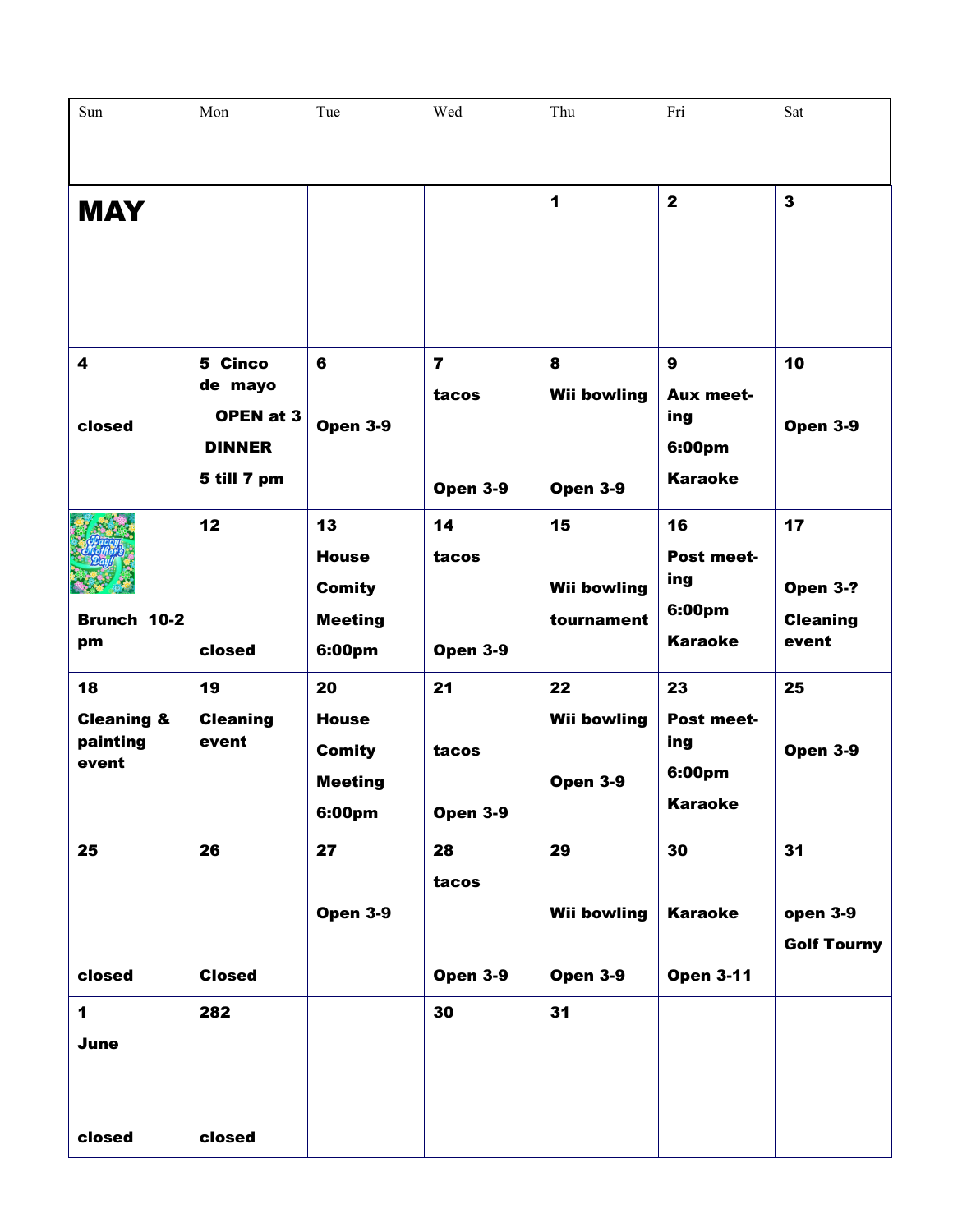| Sun | Mon | Tue | Wed | Thu | Fri | Sat |
|---|---|---|---|---|---|---|
| **MAY** | | | | **1** | **2** | **3** |
| **4** closed | **5 Cinco de mayo** **OPEN at 3** **DINNER** **5 till 7 pm** | **6** **Open 3-9** | **7** **tacos** **Open 3-9** | **8** **Wii bowling** **Open 3-9** | **9** **Aux meeting** **6:00pm** **Karaoke** | **10** **Open 3-9** |
| **Brunch 10-2 pm** | **12** **closed** | **13** **House Comity Meeting** **6:00pm** | **14** **tacos** **Open 3-9** | **15** **Wii bowling tournament** | **16** **Post meeting** **6:00pm** **Karaoke** | **17** **Open 3-?** **Cleaning event** |
| **18** **Cleaning & painting event** | **19** **Cleaning event** | **20** **House Comity Meeting** **6:00pm** | **21** **tacos** **Open 3-9** | **22** **Wii bowling** **Open 3-9** | **23** **Post meeting** **6:00pm** **Karaoke** | **25** **Open 3-9** |
| **25** **closed** | **26** **Closed** | **27** **Open 3-9** | **28** **tacos** **Open 3-9** | **29** **Wii bowling** **Open 3-9** | **30** **Karaoke** **Open 3-11** | **31** **open 3-9** **Golf Tourny** |
| **1** **June** **closed** | **282** **closed** | | **30** | **31** | | |